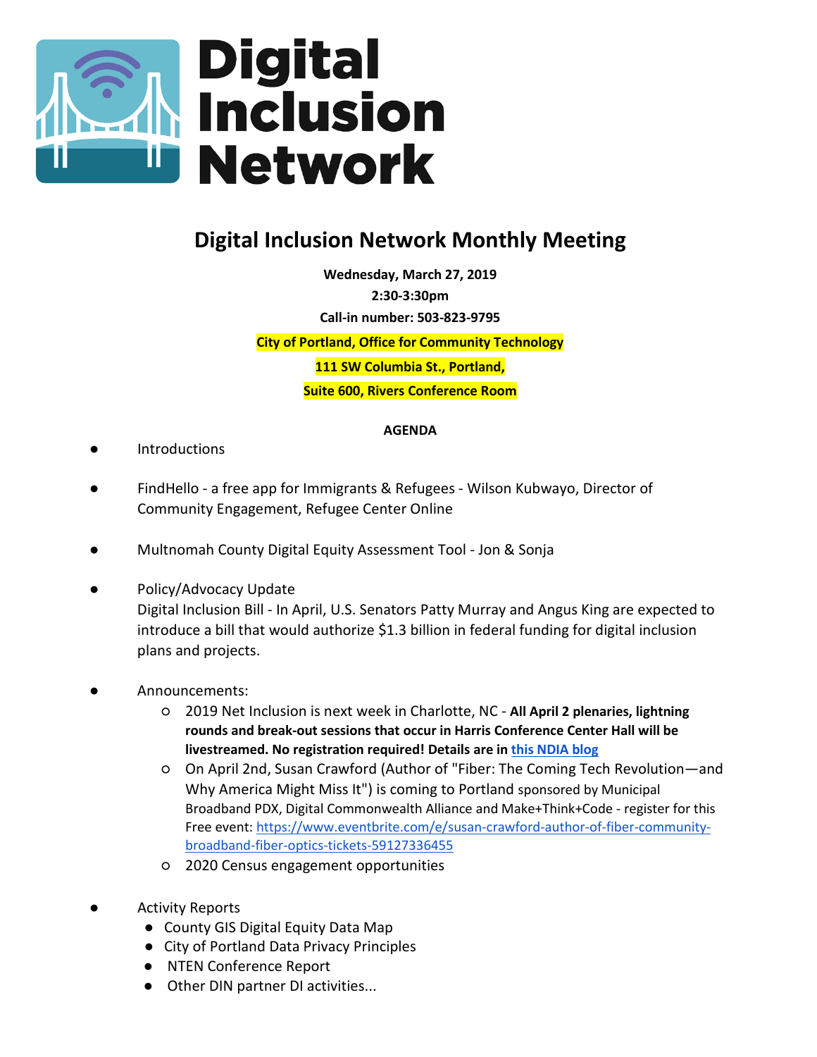# Digital Inclusion Network

## Digital Inclusion Network Monthly Meeting

**Wednesday, March 27, 2019**

**2:30-3:30pm**

**Call-in number: 503-823-9795**

**City of Portland, Office for Community Technology**

**111 SW Columbia St., Portland,**

**Suite 600, Rivers Conference Room**

**AGENDA**

- Introductions
- FindHello - a free app for Immigrants & Refugees - Wilson Kubwayo, Director of Community Engagement, Refugee Center Online
- Multnomah County Digital Equity Assessment Tool - Jon & Sonja
- Policy/Advocacy Update
  Digital Inclusion Bill - In April, U.S. Senators Patty Murray and Angus King are expected to introduce a bill that would authorize $1.3 billion in federal funding for digital inclusion plans and projects.
- Announcements:
  - 2019 Net Inclusion is next week in Charlotte, NC - **All April 2 plenaries, lightning rounds and break-out sessions that occur in Harris Conference Center Hall will be livestreamed. No registration required! Details are in [this NDIA blog](#)**
  - On April 2nd, Susan Crawford (Author of "Fiber: The Coming Tech Revolution—and Why America Might Miss It") is coming to Portland sponsored by Municipal Broadband PDX, Digital Commonwealth Alliance and Make+Think+Code - register for this Free event: https://www.eventbrite.com/e/susan-crawford-author-of-fiber-community-broadband-fiber-optics-tickets-59127336455
  - 2020 Census engagement opportunities
- Activity Reports
  - County GIS Digital Equity Data Map
  - City of Portland Data Privacy Principles
  - NTEN Conference Report
  - Other DIN partner DI activities...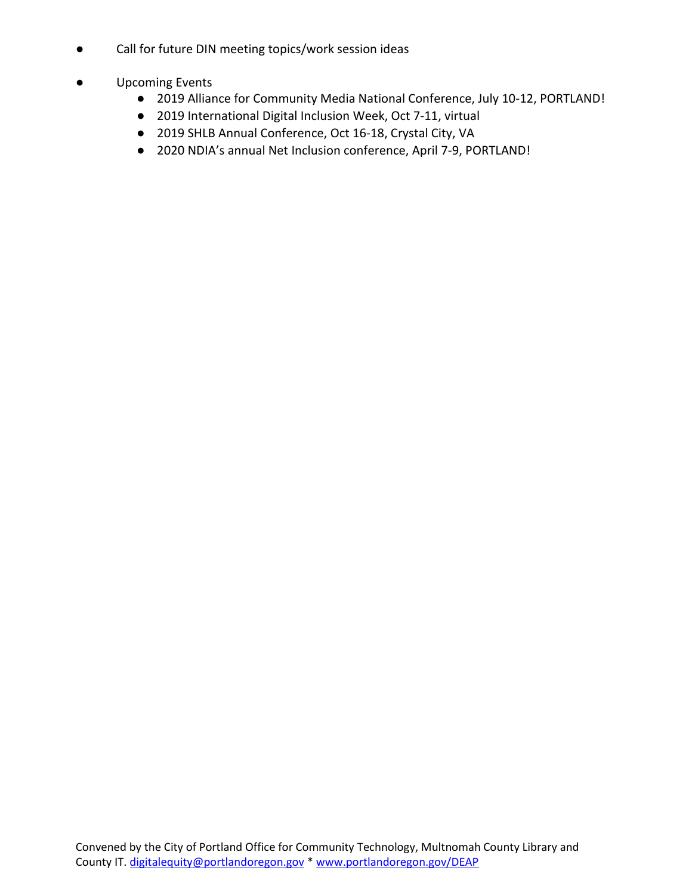- Call for future DIN meeting topics/work session ideas
- Upcoming Events
  - 2019 Alliance for Community Media National Conference, July 10-12, PORTLAND!
  - 2019 International Digital Inclusion Week, Oct 7-11, virtual
  - 2019 SHLB Annual Conference, Oct 16-18, Crystal City, VA
  - 2020 NDIA's annual Net Inclusion conference, April 7-9, PORTLAND!